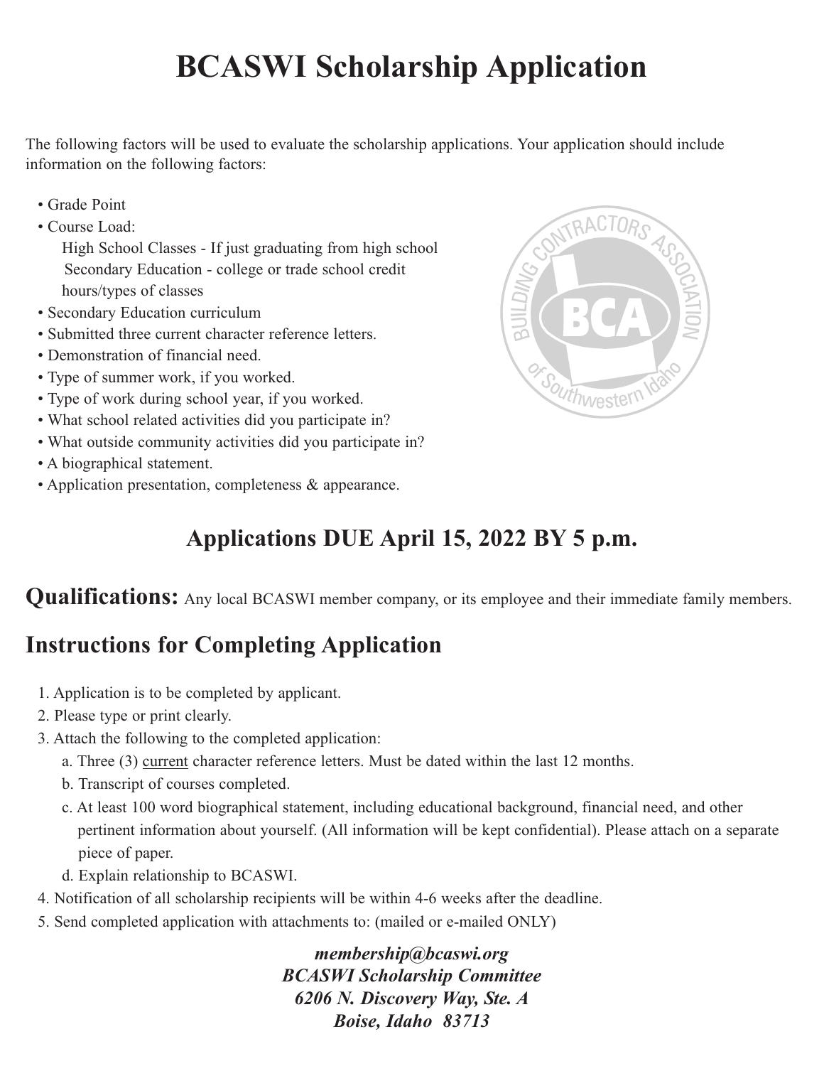# BCASWI Scholarship Application

The following factors will be used to evaluate the scholarship applications. Your application should include information on the following factors:

- Grade Point
- Course Load:
  - High School Classes - If just graduating from high school
  - Secondary Education - college or trade school credit hours/types of classes
- Secondary Education curriculum
- Submitted three current character reference letters.
- Demonstration of financial need.
- Type of summer work, if you worked.
- Type of work during school year, if you worked.
- What school related activities did you participate in?
- What outside community activities did you participate in?
- A biographical statement.
- Application presentation, completeness & appearance.

## Applications DUE April 15, 2022 BY 5 p.m.

**Qualifications:** Any local BCASWI member company, or its employee and their immediate family members.

## Instructions for Completing Application

1. Application is to be completed by applicant.
2. Please type or print clearly.
3. Attach the following to the completed application:
   a. Three (3) current character reference letters. Must be dated within the last 12 months.
   b. Transcript of courses completed.
   c. At least 100 word biographical statement, including educational background, financial need, and other pertinent information about yourself. (All information will be kept confidential). Please attach on a separate piece of paper.
   d. Explain relationship to BCASWI.
4. Notification of all scholarship recipients will be within 4-6 weeks after the deadline.
5. Send completed application with attachments to: (mailed or e-mailed ONLY)

***membership@bcaswi.org***
***BCASWI Scholarship Committee***
***6206 N. Discovery Way, Ste. A***
***Boise, Idaho 83713***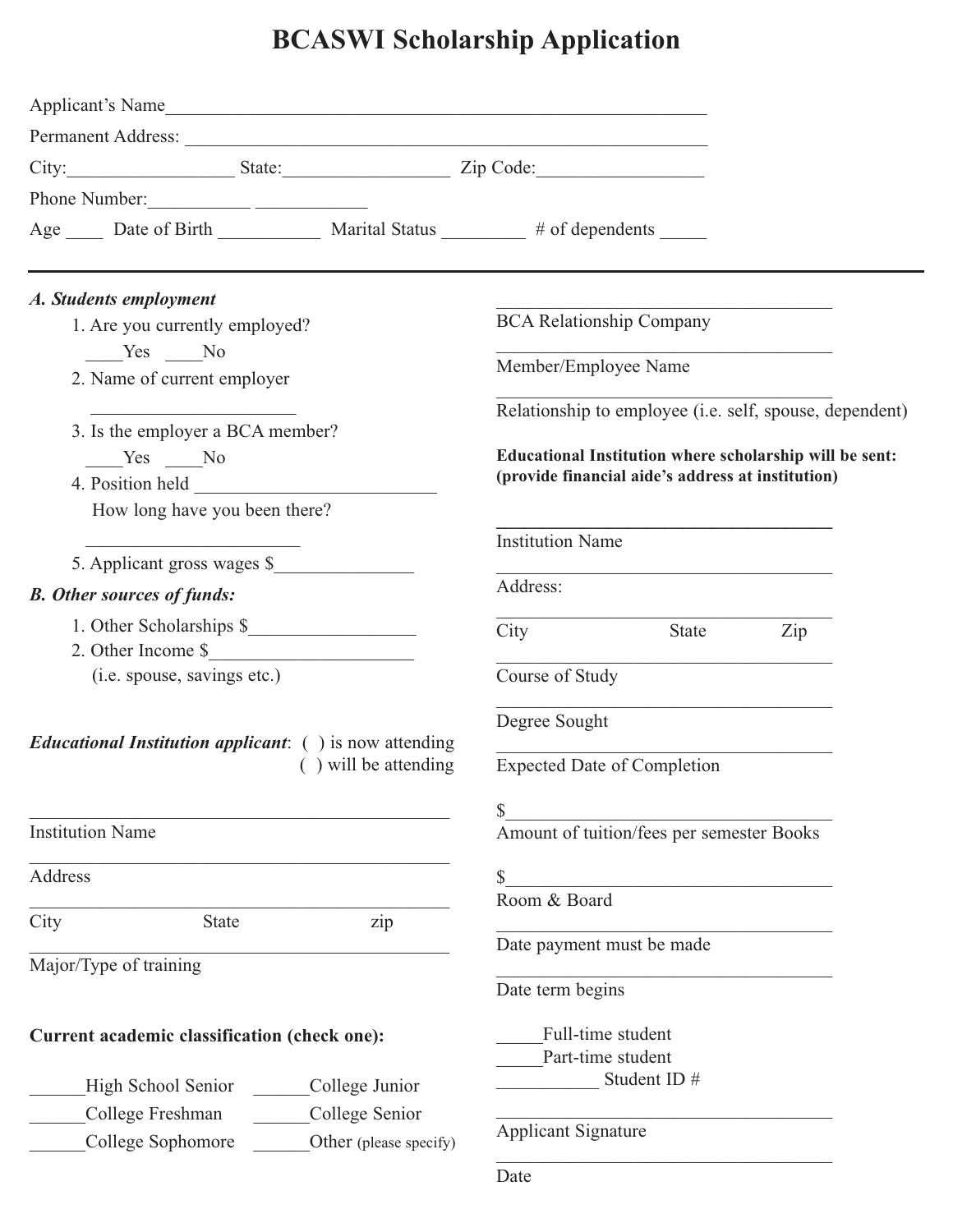# BCASWI Scholarship Application

Applicant's Name_______________________________________________________

Permanent Address: _____________________________________________________

City:_________________ State:_________________ Zip Code:_________________

Phone Number:___________ ___________

Age ____ Date of Birth ___________ Marital Status _________ # of dependents _____

---

***A. Students employment***

1. Are you currently employed?
   ____Yes ____No
2. Name of current employer
   ______________________
3. Is the employer a BCA member?
   ____Yes ____No
4. Position held __________________________
   How long have you been there?
   ______________________
5. Applicant gross wages $______________

***B. Other sources of funds:***

1. Other Scholarships $_________________
2. Other Income $_____________________
   (i.e. spouse, savings etc.)

***Educational Institution applicant***: ( ) is now attending
( ) will be attending

____________________________________________
Institution Name

____________________________________________
Address

____________________________________________
City State zip

____________________________________________
Major/Type of training

**Current academic classification (check one):**

______High School Senior ______College Junior
______College Freshman ______College Senior
______College Sophomore ______Other (please specify)

____________________________________
BCA Relationship Company

____________________________________
Member/Employee Name

____________________________________
Relationship to employee (i.e. self, spouse, dependent)

**Educational Institution where scholarship will be sent: (provide financial aide's address at institution)**

____________________________________
Institution Name

____________________________________
Address:

____________________________________
City State Zip

____________________________________
Course of Study

____________________________________
Degree Sought

____________________________________
Expected Date of Completion

$___________________________________
Amount of tuition/fees per semester Books

$___________________________________
Room & Board

____________________________________
Date payment must be made

____________________________________
Date term begins

_____Full-time student
_____Part-time student
___________ Student ID #

____________________________________
Applicant Signature

____________________________________
Date